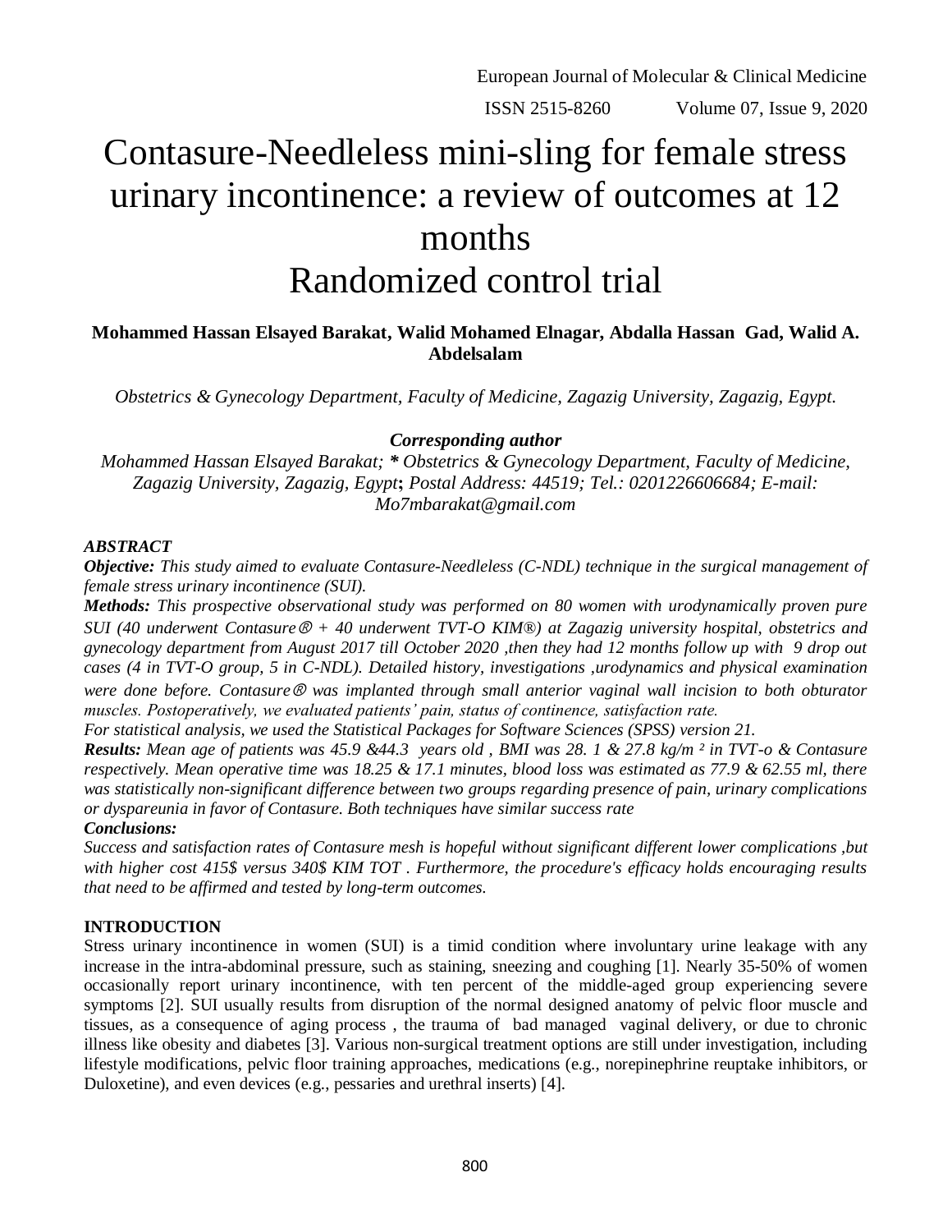# Contasure-Needleless mini-sling for female stress urinary incontinence: a review of outcomes at 12 months Randomized control trial

**Mohammed Hassan Elsayed Barakat, Walid Mohamed Elnagar, Abdalla Hassan Gad, Walid A. Abdelsalam**

*Obstetrics & Gynecology Department, Faculty of Medicine, Zagazig University, Zagazig, Egypt.*

***Corresponding author***

*Mohammed Hassan Elsayed Barakat; * Obstetrics & Gynecology Department, Faculty of Medicine, Zagazig University, Zagazig, Egypt*; *Postal Address: 44519; Tel.: 0201226606684; E-mail: Mo7mbarakat@gmail.com*

## ABSTRACT

***Objective:*** *This study aimed to evaluate Contasure-Needleless (C-NDL) technique in the surgical management of female stress urinary incontinence (SUI).*

***Methods:*** *This prospective observational study was performed on 80 women with urodynamically proven pure SUI (40 underwent Contasure® + 40 underwent TVT-O KIM®) at Zagazig university hospital, obstetrics and gynecology department from August 2017 till October 2020 ,then they had 12 months follow up with 9 drop out cases (4 in TVT-O group, 5 in C-NDL). Detailed history, investigations ,urodynamics and physical examination were done before. Contasure® was implanted through small anterior vaginal wall incision to both obturator muscles. Postoperatively, we evaluated patients' pain, status of continence, satisfaction rate.*

*For statistical analysis, we used the Statistical Packages for Software Sciences (SPSS) version 21.*

***Results:*** *Mean age of patients was 45.9 &44.3 years old , BMI was 28. 1 & 27.8 kg/m ² in TVT-o & Contasure respectively. Mean operative time was 18.25 & 17.1 minutes, blood loss was estimated as 77.9 & 62.55 ml, there was statistically non-significant difference between two groups regarding presence of pain, urinary complications or dyspareunia in favor of Contasure. Both techniques have similar success rate*

***Conclusions:***

*Success and satisfaction rates of Contasure mesh is hopeful without significant different lower complications ,but with higher cost 415$ versus 340$ KIM TOT . Furthermore, the procedure's efficacy holds encouraging results that need to be affirmed and tested by long-term outcomes.*

## INTRODUCTION

Stress urinary incontinence in women (SUI) is a timid condition where involuntary urine leakage with any increase in the intra-abdominal pressure, such as staining, sneezing and coughing [1]. Nearly 35-50% of women occasionally report urinary incontinence, with ten percent of the middle-aged group experiencing severe symptoms [2]. SUI usually results from disruption of the normal designed anatomy of pelvic floor muscle and tissues, as a consequence of aging process , the trauma of bad managed vaginal delivery, or due to chronic illness like obesity and diabetes [3]. Various non-surgical treatment options are still under investigation, including lifestyle modifications, pelvic floor training approaches, medications (e.g., norepinephrine reuptake inhibitors, or Duloxetine), and even devices (e.g., pessaries and urethral inserts) [4].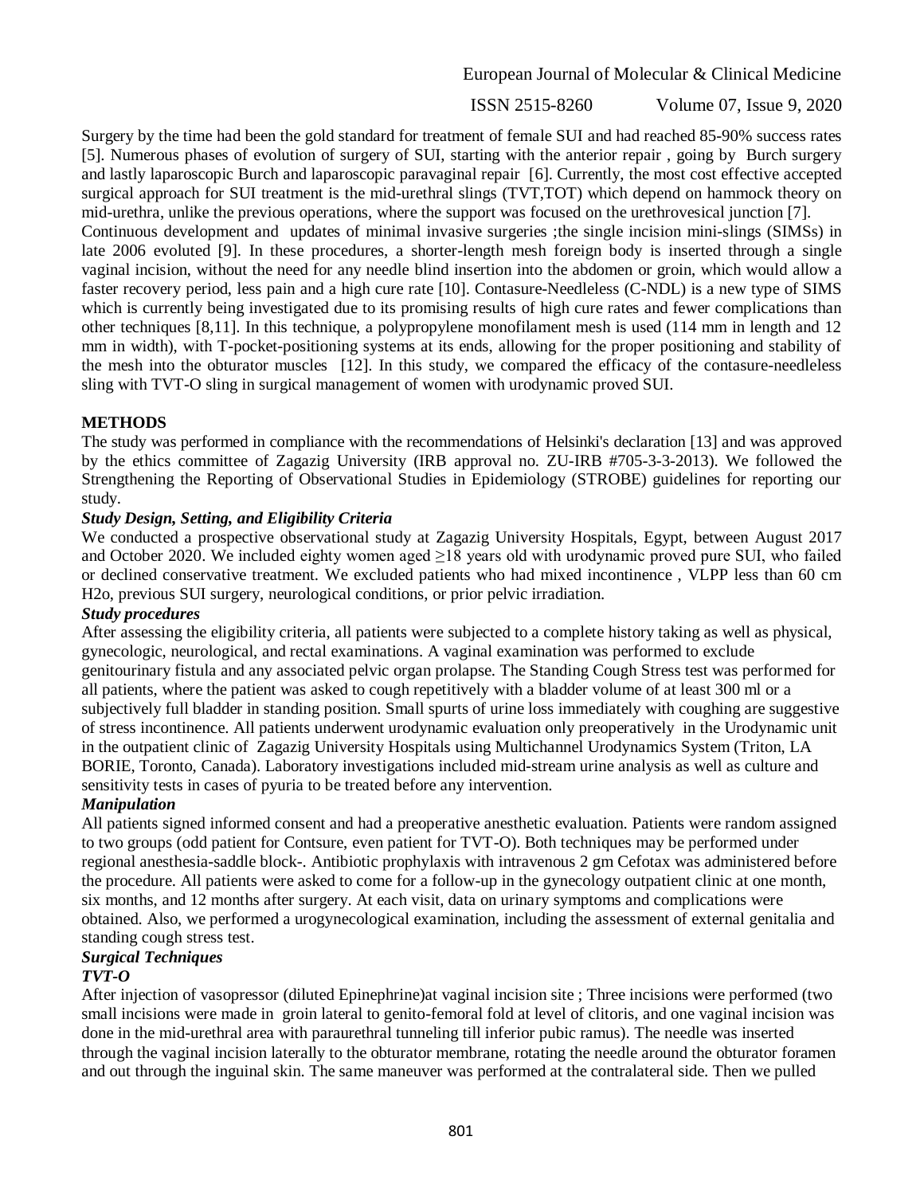Surgery by the time had been the gold standard for treatment of female SUI and had reached 85-90% success rates [5]. Numerous phases of evolution of surgery of SUI, starting with the anterior repair , going by Burch surgery and lastly laparoscopic Burch and laparoscopic paravaginal repair [6]. Currently, the most cost effective accepted surgical approach for SUI treatment is the mid-urethral slings (TVT,TOT) which depend on hammock theory on mid-urethra, unlike the previous operations, where the support was focused on the urethrovesical junction [7].
Continuous development and updates of minimal invasive surgeries ;the single incision mini-slings (SIMSs) in late 2006 evoluted [9]. In these procedures, a shorter-length mesh foreign body is inserted through a single vaginal incision, without the need for any needle blind insertion into the abdomen or groin, which would allow a faster recovery period, less pain and a high cure rate [10]. Contasure-Needleless (C-NDL) is a new type of SIMS which is currently being investigated due to its promising results of high cure rates and fewer complications than other techniques [8,11]. In this technique, a polypropylene monofilament mesh is used (114 mm in length and 12 mm in width), with T-pocket-positioning systems at its ends, allowing for the proper positioning and stability of the mesh into the obturator muscles [12]. In this study, we compared the efficacy of the contasure-needleless sling with TVT-O sling in surgical management of women with urodynamic proved SUI.

## METHODS

The study was performed in compliance with the recommendations of Helsinki's declaration [13] and was approved by the ethics committee of Zagazig University (IRB approval no. ZU-IRB #705-3-3-2013). We followed the Strengthening the Reporting of Observational Studies in Epidemiology (STROBE) guidelines for reporting our study.

### *Study Design, Setting, and Eligibility Criteria*

We conducted a prospective observational study at Zagazig University Hospitals, Egypt, between August 2017 and October 2020. We included eighty women aged ≥18 years old with urodynamic proved pure SUI, who failed or declined conservative treatment. We excluded patients who had mixed incontinence , VLPP less than 60 cm H2o, previous SUI surgery, neurological conditions, or prior pelvic irradiation.

### *Study procedures*

After assessing the eligibility criteria, all patients were subjected to a complete history taking as well as physical, gynecologic, neurological, and rectal examinations. A vaginal examination was performed to exclude genitourinary fistula and any associated pelvic organ prolapse. The Standing Cough Stress test was performed for all patients, where the patient was asked to cough repetitively with a bladder volume of at least 300 ml or a subjectively full bladder in standing position. Small spurts of urine loss immediately with coughing are suggestive of stress incontinence. All patients underwent urodynamic evaluation only preoperatively in the Urodynamic unit in the outpatient clinic of Zagazig University Hospitals using Multichannel Urodynamics System (Triton, LA BORIE, Toronto, Canada). Laboratory investigations included mid-stream urine analysis as well as culture and sensitivity tests in cases of pyuria to be treated before any intervention.

### *Manipulation*

All patients signed informed consent and had a preoperative anesthetic evaluation. Patients were random assigned to two groups (odd patient for Contsure, even patient for TVT-O). Both techniques may be performed under regional anesthesia-saddle block-. Antibiotic prophylaxis with intravenous 2 gm Cefotax was administered before the procedure. All patients were asked to come for a follow-up in the gynecology outpatient clinic at one month, six months, and 12 months after surgery. At each visit, data on urinary symptoms and complications were obtained. Also, we performed a urogynecological examination, including the assessment of external genitalia and standing cough stress test.

### *Surgical Techniques*

#### *TVT-O*

After injection of vasopressor (diluted Epinephrine)at vaginal incision site ; Three incisions were performed (two small incisions were made in groin lateral to genito-femoral fold at level of clitoris, and one vaginal incision was done in the mid-urethral area with paraurethral tunneling till inferior pubic ramus). The needle was inserted through the vaginal incision laterally to the obturator membrane, rotating the needle around the obturator foramen and out through the inguinal skin. The same maneuver was performed at the contralateral side. Then we pulled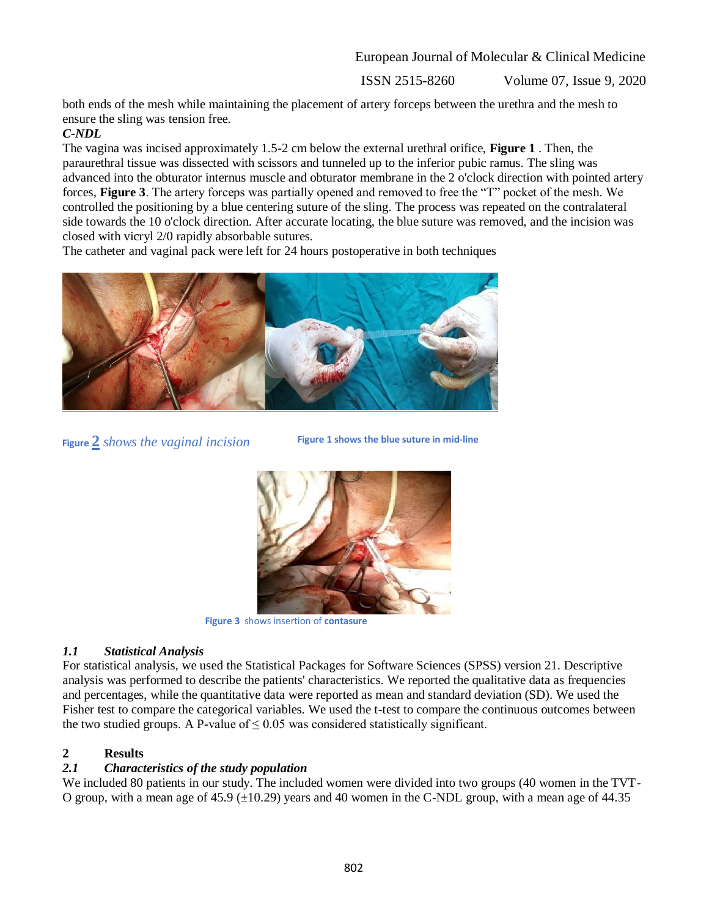both ends of the mesh while maintaining the placement of artery forceps between the urethra and the mesh to ensure the sling was tension free.

***C-NDL***

The vagina was incised approximately 1.5-2 cm below the external urethral orifice, **Figure 1** . Then, the paraurethral tissue was dissected with scissors and tunneled up to the inferior pubic ramus. The sling was advanced into the obturator internus muscle and obturator membrane in the 2 o'clock direction with pointed artery forces, **Figure 3**. The artery forceps was partially opened and removed to free the "T" pocket of the mesh. We controlled the positioning by a blue centering suture of the sling. The process was repeated on the contralateral side towards the 10 o'clock direction. After accurate locating, the blue suture was removed, and the incision was closed with vicryl 2/0 rapidly absorbable sutures.

The catheter and vaginal pack were left for 24 hours postoperative in both techniques

**Figure 2** *shows the vaginal incision*

**Figure 1 shows the blue suture in mid-line**

**Figure 3** shows insertion of **contasure**

### *1.1 Statistical Analysis*

For statistical analysis, we used the Statistical Packages for Software Sciences (SPSS) version 21. Descriptive analysis was performed to describe the patients' characteristics. We reported the qualitative data as frequencies and percentages, while the quantitative data were reported as mean and standard deviation (SD). We used the Fisher test to compare the categorical variables. We used the t-test to compare the continuous outcomes between the two studied groups. A P-value of ≤ 0.05 was considered statistically significant.

## 2 Results

### *2.1 Characteristics of the study population*

We included 80 patients in our study. The included women were divided into two groups (40 women in the TVT-O group, with a mean age of 45.9 (±10.29) years and 40 women in the C-NDL group, with a mean age of 44.35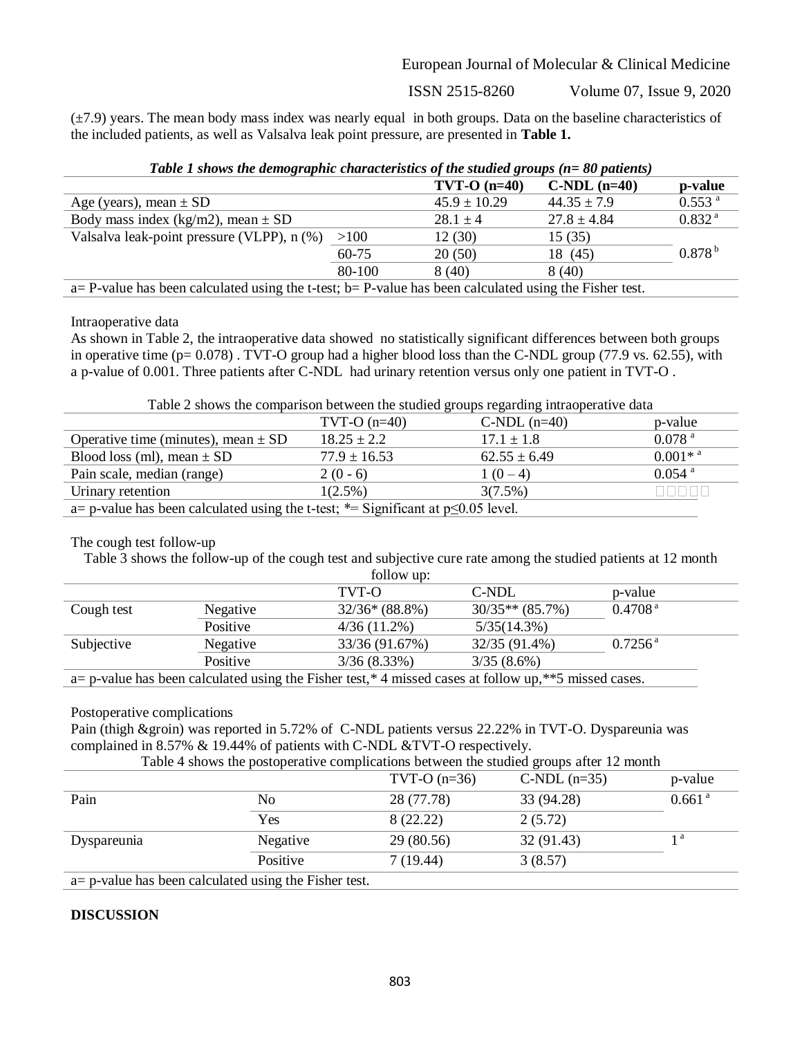(±7.9) years. The mean body mass index was nearly equal in both groups. Data on the baseline characteristics of the included patients, as well as Valsalva leak point pressure, are presented in **Table 1.**

***Table 1 shows the demographic characteristics of the studied groups (n= 80 patients)***

| | | **TVT-O (n=40)** | **C-NDL (n=40)** | **p-value** |
|---|---|---|---|---|
| Age (years), mean ± SD | | 45.9 ± 10.29 | 44.35 ± 7.9 | 0.553 [a] |
| Body mass index (kg/m2), mean ± SD | | 28.1 ± 4 | 27.8 ± 4.84 | 0.832 [a] |
| Valsalva leak-point pressure (VLPP), n (%) | >100 | 12 (30) | 15 (35) | 0.878 [b] |
| | 60-75 | 20 (50) | 18 (45) | |
| | 80-100 | 8 (40) | 8 (40) | |

a= P-value has been calculated using the t-test; b= P-value has been calculated using the Fisher test.

Intraoperative data

As shown in Table 2, the intraoperative data showed no statistically significant differences between both groups in operative time (p= 0.078) . TVT-O group had a higher blood loss than the C-NDL group (77.9 vs. 62.55), with a p-value of 0.001. Three patients after C-NDL had urinary retention versus only one patient in TVT-O .

Table 2 shows the comparison between the studied groups regarding intraoperative data

| | TVT-O (n=40) | C-NDL (n=40) | p-value |
|---|---|---|---|
| Operative time (minutes), mean ± SD | 18.25 ± 2.2 | 17.1 ± 1.8 | 0.078 [a] |
| Blood loss (ml), mean ± SD | 77.9 ± 16.53 | 62.55 ± 6.49 | 0.001* [a] |
| Pain scale, median (range) | 2 (0 - 6) | 1 (0 – 4) | 0.054 [a] |
| Urinary retention | 1(2.5%) | 3(7.5%) | □□□□□ |

a= p-value has been calculated using the t-test; *= Significant at p≤0.05 level.

The cough test follow-up

Table 3 shows the follow-up of the cough test and subjective cure rate among the studied patients at 12 month follow up:

| | | TVT-O | C-NDL | p-value |
|---|---|---|---|---|
| Cough test | Negative | 32/36* (88.8%) | 30/35** (85.7%) | 0.4708 [a] |
| | Positive | 4/36 (11.2%) | 5/35(14.3%) | |
| Subjective | Negative | 33/36 (91.67%) | 32/35 (91.4%) | 0.7256 [a] |
| | Positive | 3/36 (8.33%) | 3/35 (8.6%) | |

a= p-value has been calculated using the Fisher test,* 4 missed cases at follow up,**5 missed cases.

Postoperative complications

Pain (thigh &groin) was reported in 5.72% of C-NDL patients versus 22.22% in TVT-O. Dyspareunia was complained in 8.57% & 19.44% of patients with C-NDL &TVT-O respectively.

Table 4 shows the postoperative complications between the studied groups after 12 month

| | | TVT-O (n=36) | C-NDL (n=35) | p-value |
|---|---|---|---|---|
| Pain | No | 28 (77.78) | 33 (94.28) | 0.661 [a] |
| | Yes | 8 (22.22) | 2 (5.72) | |
| Dyspareunia | Negative | 29 (80.56) | 32 (91.43) | 1 [a] |
| | Positive | 7 (19.44) | 3 (8.57) | |

a= p-value has been calculated using the Fisher test.

**DISCUSSION**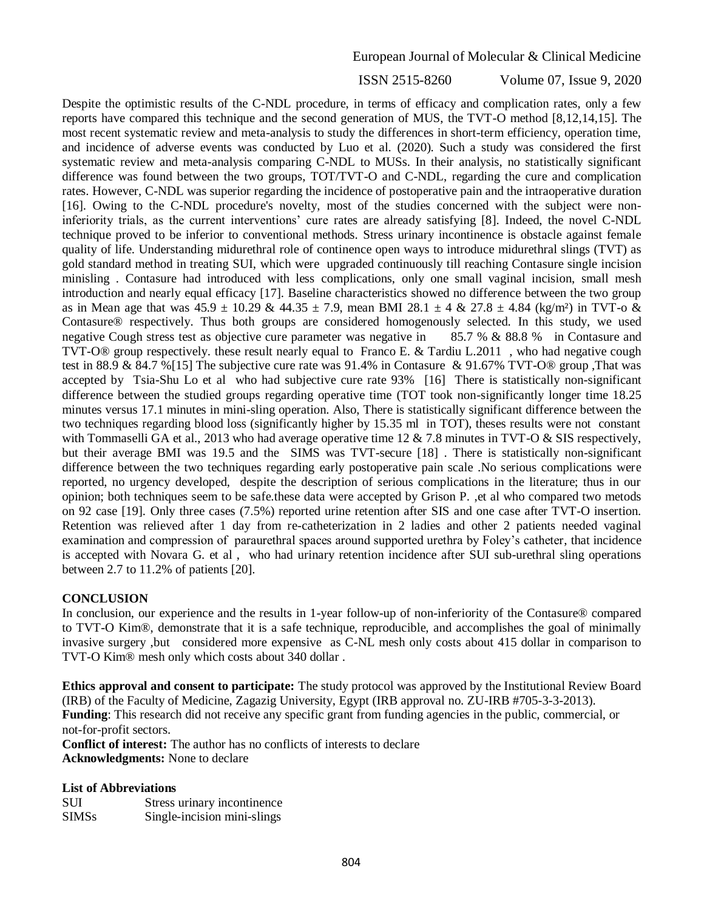Despite the optimistic results of the C-NDL procedure, in terms of efficacy and complication rates, only a few reports have compared this technique and the second generation of MUS, the TVT-O method [8,12,14,15]. The most recent systematic review and meta-analysis to study the differences in short-term efficiency, operation time, and incidence of adverse events was conducted by Luo et al. (2020). Such a study was considered the first systematic review and meta-analysis comparing C-NDL to MUSs. In their analysis, no statistically significant difference was found between the two groups, TOT/TVT-O and C-NDL, regarding the cure and complication rates. However, C-NDL was superior regarding the incidence of postoperative pain and the intraoperative duration [16]. Owing to the C-NDL procedure's novelty, most of the studies concerned with the subject were non-inferiority trials, as the current interventions' cure rates are already satisfying [8]. Indeed, the novel C-NDL technique proved to be inferior to conventional methods. Stress urinary incontinence is obstacle against female quality of life. Understanding midurethral role of continence open ways to introduce midurethral slings (TVT) as gold standard method in treating SUI, which were upgraded continuously till reaching Contasure single incision minisling . Contasure had introduced with less complications, only one small vaginal incision, small mesh introduction and nearly equal efficacy [17]. Baseline characteristics showed no difference between the two group as in Mean age that was $45.9 \pm 10.29$ & $44.35 \pm 7.9$, mean BMI $28.1 \pm 4$ & $27.8 \pm 4.84$ (kg/m²) in TVT-o & Contasure® respectively. Thus both groups are considered homogenously selected. In this study, we used negative Cough stress test as objective cure parameter was negative in 85.7 % & 88.8 % in Contasure and TVT-O® group respectively. these result nearly equal to Franco E. & Tardiu L.2011 , who had negative cough test in 88.9 & 84.7 %[15] The subjective cure rate was 91.4% in Contasure & 91.67% TVT-O® group ,That was accepted by Tsia-Shu Lo et al who had subjective cure rate 93% [16] There is statistically non-significant difference between the studied groups regarding operative time (TOT took non-significantly longer time 18.25 minutes versus 17.1 minutes in mini-sling operation. Also, There is statistically significant difference between the two techniques regarding blood loss (significantly higher by 15.35 ml in TOT), theses results were not constant with Tommaselli GA et al., 2013 who had average operative time 12 & 7.8 minutes in TVT-O & SIS respectively, but their average BMI was 19.5 and the SIMS was TVT-secure [18] . There is statistically non-significant difference between the two techniques regarding early postoperative pain scale .No serious complications were reported, no urgency developed, despite the description of serious complications in the literature; thus in our opinion; both techniques seem to be safe.these data were accepted by Grison P. ,et al who compared two metods on 92 case [19]. Only three cases (7.5%) reported urine retention after SIS and one case after TVT-O insertion. Retention was relieved after 1 day from re-catheterization in 2 ladies and other 2 patients needed vaginal examination and compression of paraurethral spaces around supported urethra by Foley's catheter, that incidence is accepted with Novara G. et al , who had urinary retention incidence after SUI sub-urethral sling operations between 2.7 to 11.2% of patients [20].

## CONCLUSION

In conclusion, our experience and the results in 1-year follow-up of non-inferiority of the Contasure® compared to TVT-O Kim®, demonstrate that it is a safe technique, reproducible, and accomplishes the goal of minimally invasive surgery ,but considered more expensive as C-NL mesh only costs about 415 dollar in comparison to TVT-O Kim® mesh only which costs about 340 dollar .

**Ethics approval and consent to participate:** The study protocol was approved by the Institutional Review Board (IRB) of the Faculty of Medicine, Zagazig University, Egypt (IRB approval no. ZU-IRB #705-3-3-2013).

**Funding**: This research did not receive any specific grant from funding agencies in the public, commercial, or not-for-profit sectors.

**Conflict of interest:** The author has no conflicts of interests to declare

**Acknowledgments:** None to declare

**List of Abbreviations**

| | |
|---|---|
| SUI | Stress urinary incontinence |
| SIMSs | Single-incision mini-slings |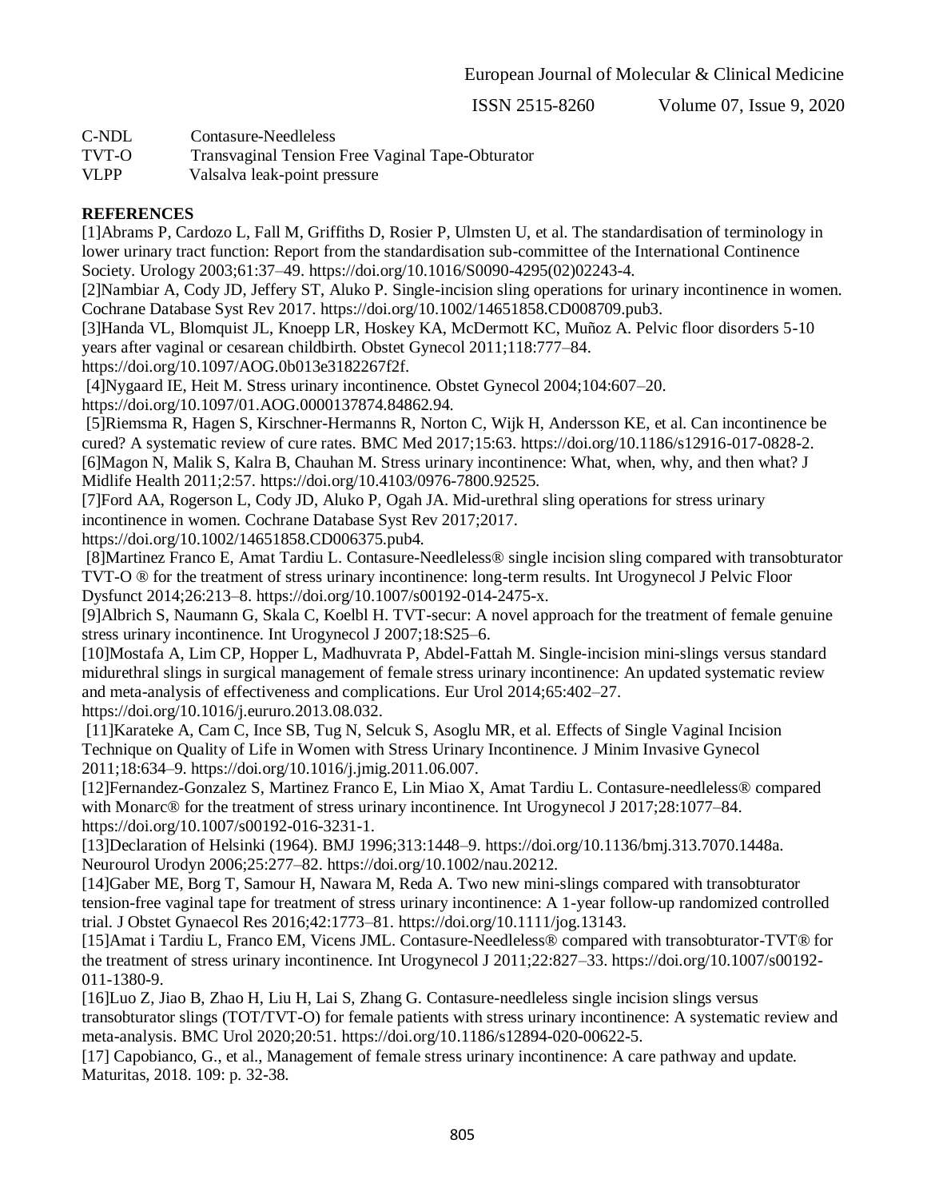C-NDL Contasure-Needleless
TVT-O Transvaginal Tension Free Vaginal Tape-Obturator
VLPP Valsalva leak-point pressure

**REFERENCES**

[1]Abrams P, Cardozo L, Fall M, Griffiths D, Rosier P, Ulmsten U, et al. The standardisation of terminology in lower urinary tract function: Report from the standardisation sub-committee of the International Continence Society. Urology 2003;61:37–49. https://doi.org/10.1016/S0090-4295(02)02243-4.

[2]Nambiar A, Cody JD, Jeffery ST, Aluko P. Single-incision sling operations for urinary incontinence in women. Cochrane Database Syst Rev 2017. https://doi.org/10.1002/14651858.CD008709.pub3.

[3]Handa VL, Blomquist JL, Knoepp LR, Hoskey KA, McDermott KC, Muñoz A. Pelvic floor disorders 5-10 years after vaginal or cesarean childbirth. Obstet Gynecol 2011;118:777–84. https://doi.org/10.1097/AOG.0b013e3182267f2f.

[4]Nygaard IE, Heit M. Stress urinary incontinence. Obstet Gynecol 2004;104:607–20. https://doi.org/10.1097/01.AOG.0000137874.84862.94.

[5]Riemsma R, Hagen S, Kirschner-Hermanns R, Norton C, Wijk H, Andersson KE, et al. Can incontinence be cured? A systematic review of cure rates. BMC Med 2017;15:63. https://doi.org/10.1186/s12916-017-0828-2.

[6]Magon N, Malik S, Kalra B, Chauhan M. Stress urinary incontinence: What, when, why, and then what? J Midlife Health 2011;2:57. https://doi.org/10.4103/0976-7800.92525.

[7]Ford AA, Rogerson L, Cody JD, Aluko P, Ogah JA. Mid-urethral sling operations for stress urinary incontinence in women. Cochrane Database Syst Rev 2017;2017. https://doi.org/10.1002/14651858.CD006375.pub4.

[8]Martinez Franco E, Amat Tardiu L. Contasure-Needleless® single incision sling compared with transobturator TVT-O ® for the treatment of stress urinary incontinence: long-term results. Int Urogynecol J Pelvic Floor Dysfunct 2014;26:213–8. https://doi.org/10.1007/s00192-014-2475-x.

[9]Albrich S, Naumann G, Skala C, Koelbl H. TVT-secur: A novel approach for the treatment of female genuine stress urinary incontinence. Int Urogynecol J 2007;18:S25–6.

[10]Mostafa A, Lim CP, Hopper L, Madhuvrata P, Abdel-Fattah M. Single-incision mini-slings versus standard midurethral slings in surgical management of female stress urinary incontinence: An updated systematic review and meta-analysis of effectiveness and complications. Eur Urol 2014;65:402–27. https://doi.org/10.1016/j.eururo.2013.08.032.

[11]Karateke A, Cam C, Ince SB, Tug N, Selcuk S, Asoglu MR, et al. Effects of Single Vaginal Incision Technique on Quality of Life in Women with Stress Urinary Incontinence. J Minim Invasive Gynecol 2011;18:634–9. https://doi.org/10.1016/j.jmig.2011.06.007.

[12]Fernandez-Gonzalez S, Martinez Franco E, Lin Miao X, Amat Tardiu L. Contasure-needleless® compared with Monarc® for the treatment of stress urinary incontinence. Int Urogynecol J 2017;28:1077–84. https://doi.org/10.1007/s00192-016-3231-1.

[13]Declaration of Helsinki (1964). BMJ 1996;313:1448–9. https://doi.org/10.1136/bmj.313.7070.1448a. Neurourol Urodyn 2006;25:277–82. https://doi.org/10.1002/nau.20212.

[14]Gaber ME, Borg T, Samour H, Nawara M, Reda A. Two new mini-slings compared with transobturator tension-free vaginal tape for treatment of stress urinary incontinence: A 1-year follow-up randomized controlled trial. J Obstet Gynaecol Res 2016;42:1773–81. https://doi.org/10.1111/jog.13143.

[15]Amat i Tardiu L, Franco EM, Vicens JML. Contasure-Needleless® compared with transobturator-TVT® for the treatment of stress urinary incontinence. Int Urogynecol J 2011;22:827–33. https://doi.org/10.1007/s00192-011-1380-9.

[16]Luo Z, Jiao B, Zhao H, Liu H, Lai S, Zhang G. Contasure-needleless single incision slings versus transobturator slings (TOT/TVT-O) for female patients with stress urinary incontinence: A systematic review and meta-analysis. BMC Urol 2020;20:51. https://doi.org/10.1186/s12894-020-00622-5.

[17] Capobianco, G., et al., Management of female stress urinary incontinence: A care pathway and update. Maturitas, 2018. 109: p. 32-38.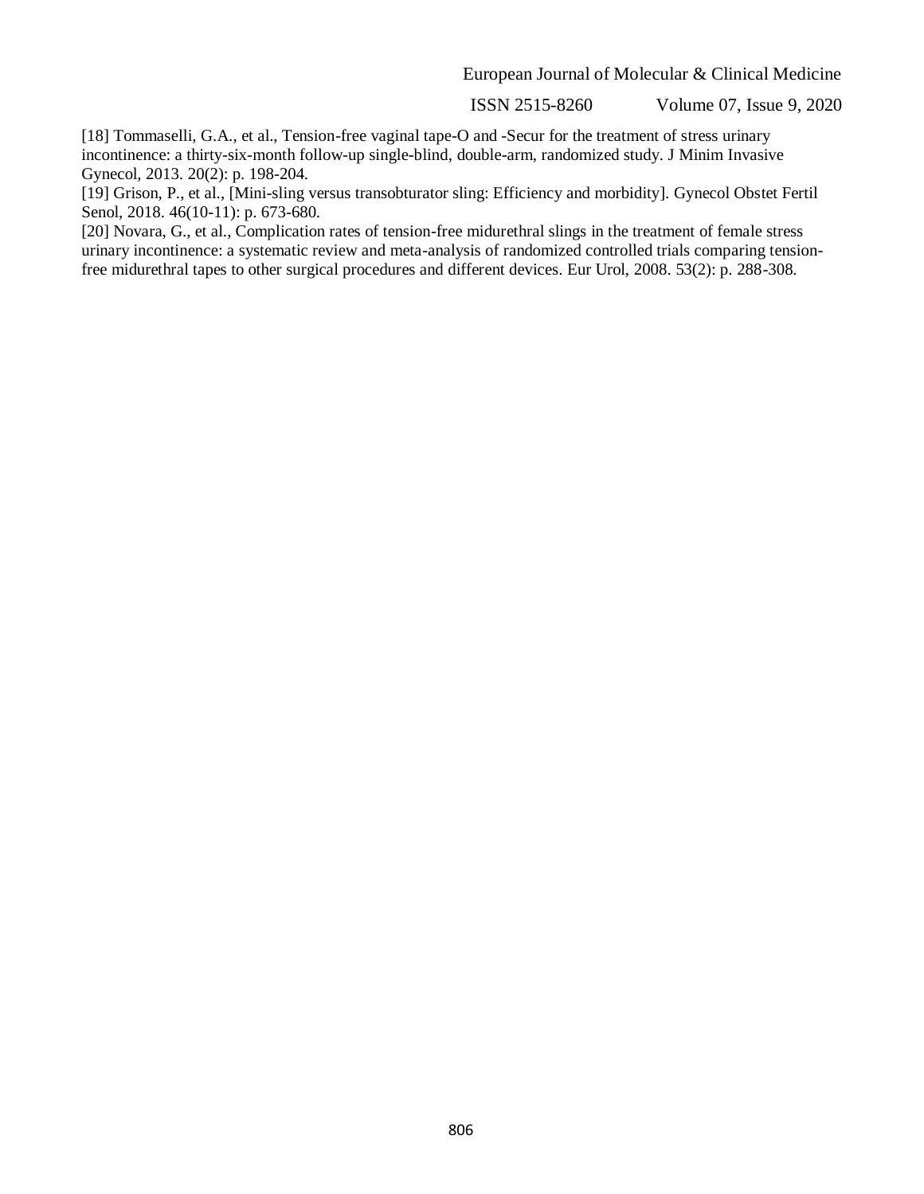[18] Tommaselli, G.A., et al., Tension-free vaginal tape-O and -Secur for the treatment of stress urinary incontinence: a thirty-six-month follow-up single-blind, double-arm, randomized study. J Minim Invasive Gynecol, 2013. 20(2): p. 198-204.

[19] Grison, P., et al., [Mini-sling versus transobturator sling: Efficiency and morbidity]. Gynecol Obstet Fertil Senol, 2018. 46(10-11): p. 673-680.

[20] Novara, G., et al., Complication rates of tension-free midurethral slings in the treatment of female stress urinary incontinence: a systematic review and meta-analysis of randomized controlled trials comparing tension-free midurethral tapes to other surgical procedures and different devices. Eur Urol, 2008. 53(2): p. 288-308.